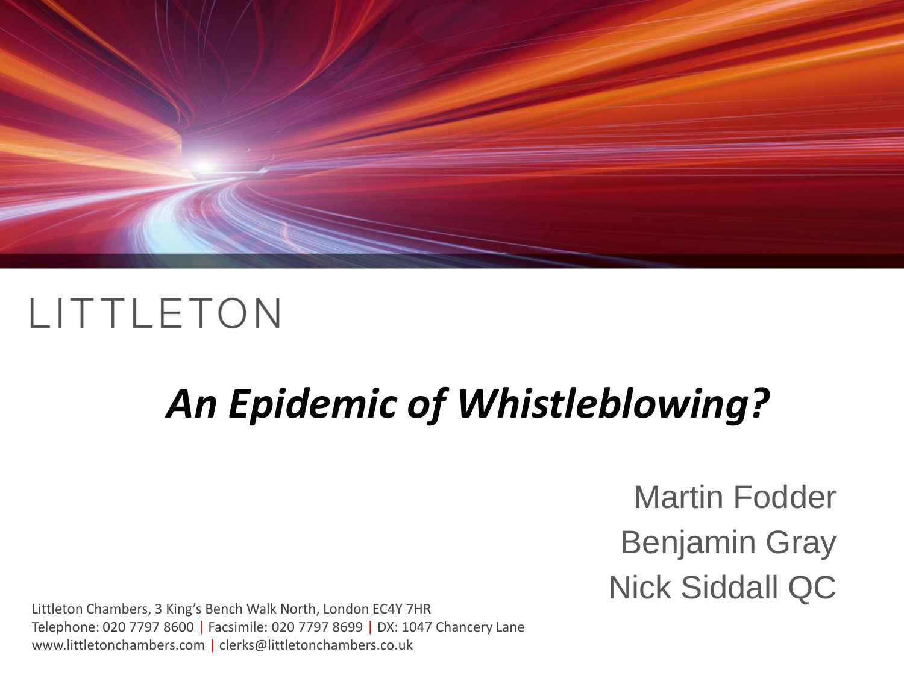LITTLETON

# *An Epidemic of Whistleblowing?*

Martin Fodder
Benjamin Gray
Nick Siddall QC

Littleton Chambers, 3 King's Bench Walk North, London EC4Y 7HR
Telephone: 020 7797 8600 | Facsimile: 020 7797 8699 | DX: 1047 Chancery Lane
www.littletonchambers.com | clerks@littletonchambers.co.uk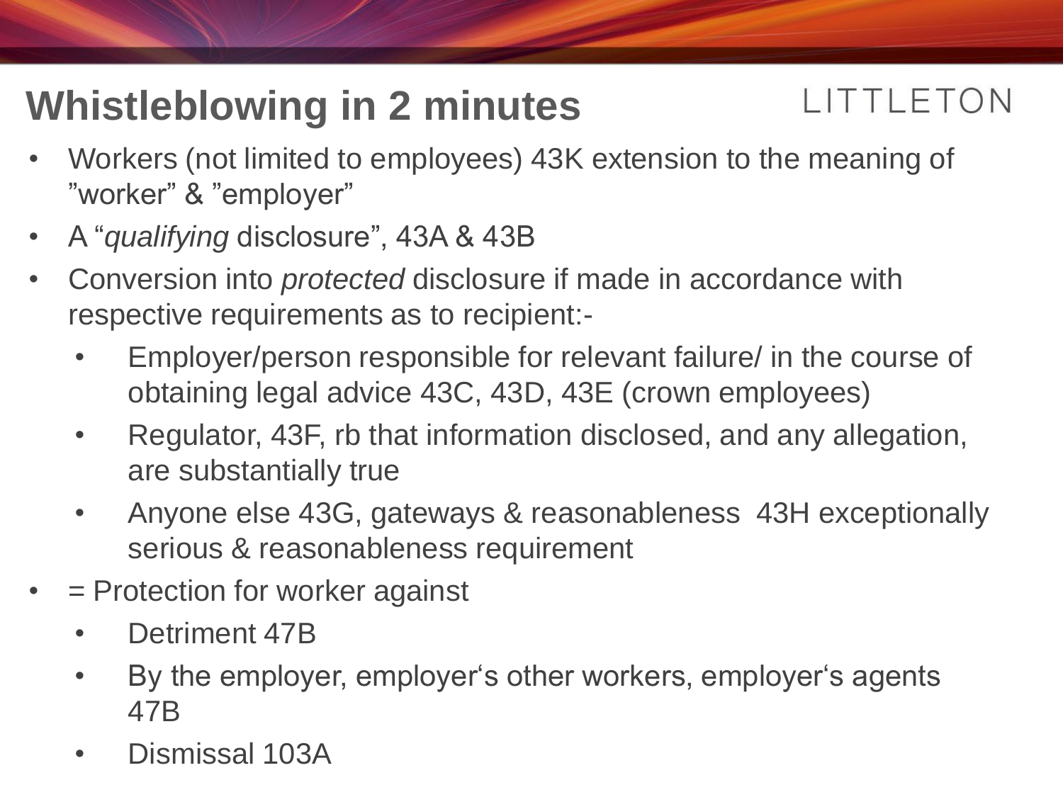# Whistleblowing in 2 minutes

LITTLETON

- Workers (not limited to employees) 43K extension to the meaning of ”worker” & ”employer”
- A “*qualifying* disclosure”, 43A & 43B
- Conversion into *protected* disclosure if made in accordance with respective requirements as to recipient:-
  - Employer/person responsible for relevant failure/ in the course of obtaining legal advice 43C, 43D, 43E (crown employees)
  - Regulator, 43F, rb that information disclosed, and any allegation, are substantially true
  - Anyone else 43G, gateways & reasonableness 43H exceptionally serious & reasonableness requirement
- = Protection for worker against
  - Detriment 47B
  - By the employer, employer‘s other workers, employer‘s agents 47B
  - Dismissal 103A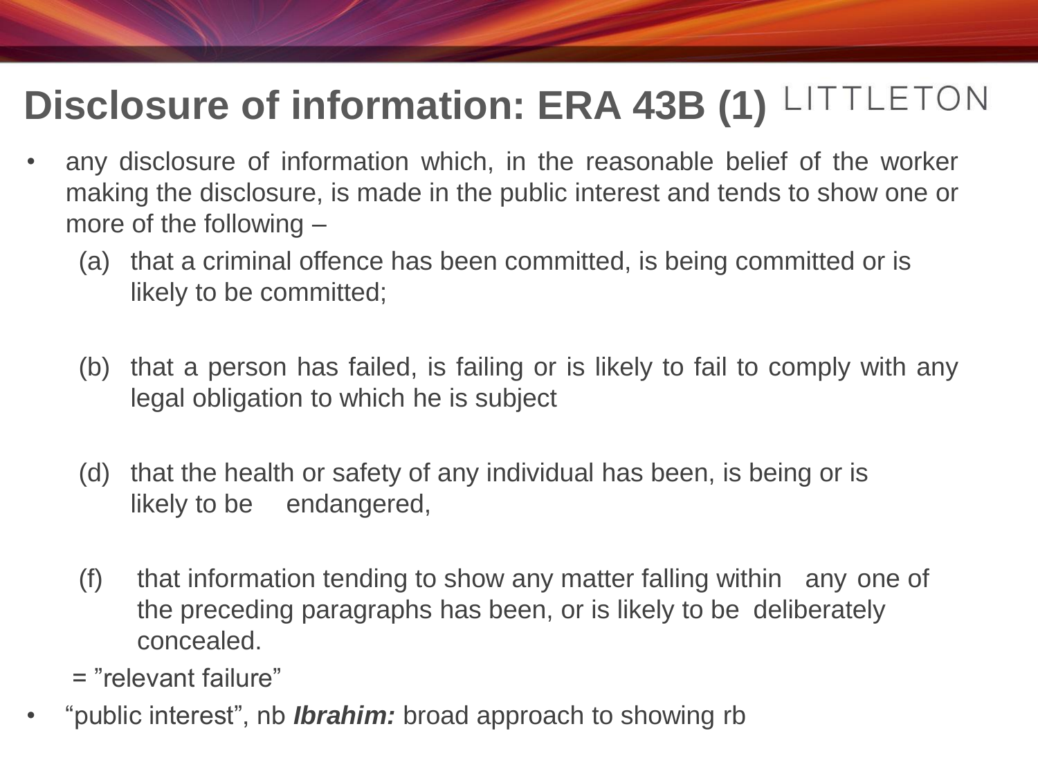# Disclosure of information: ERA 43B (1)

- any disclosure of information which, in the reasonable belief of the worker making the disclosure, is made in the public interest and tends to show one or more of the following –
  - (a) that a criminal offence has been committed, is being committed or is likely to be committed;
  - (b) that a person has failed, is failing or is likely to fail to comply with any legal obligation to which he is subject
  - (d) that the health or safety of any individual has been, is being or is likely to be endangered,
  - (f) that information tending to show any matter falling within any one of the preceding paragraphs has been, or is likely to be deliberately concealed.

  = ”relevant failure”
- “public interest”, nb ***Ibrahim:*** broad approach to showing rb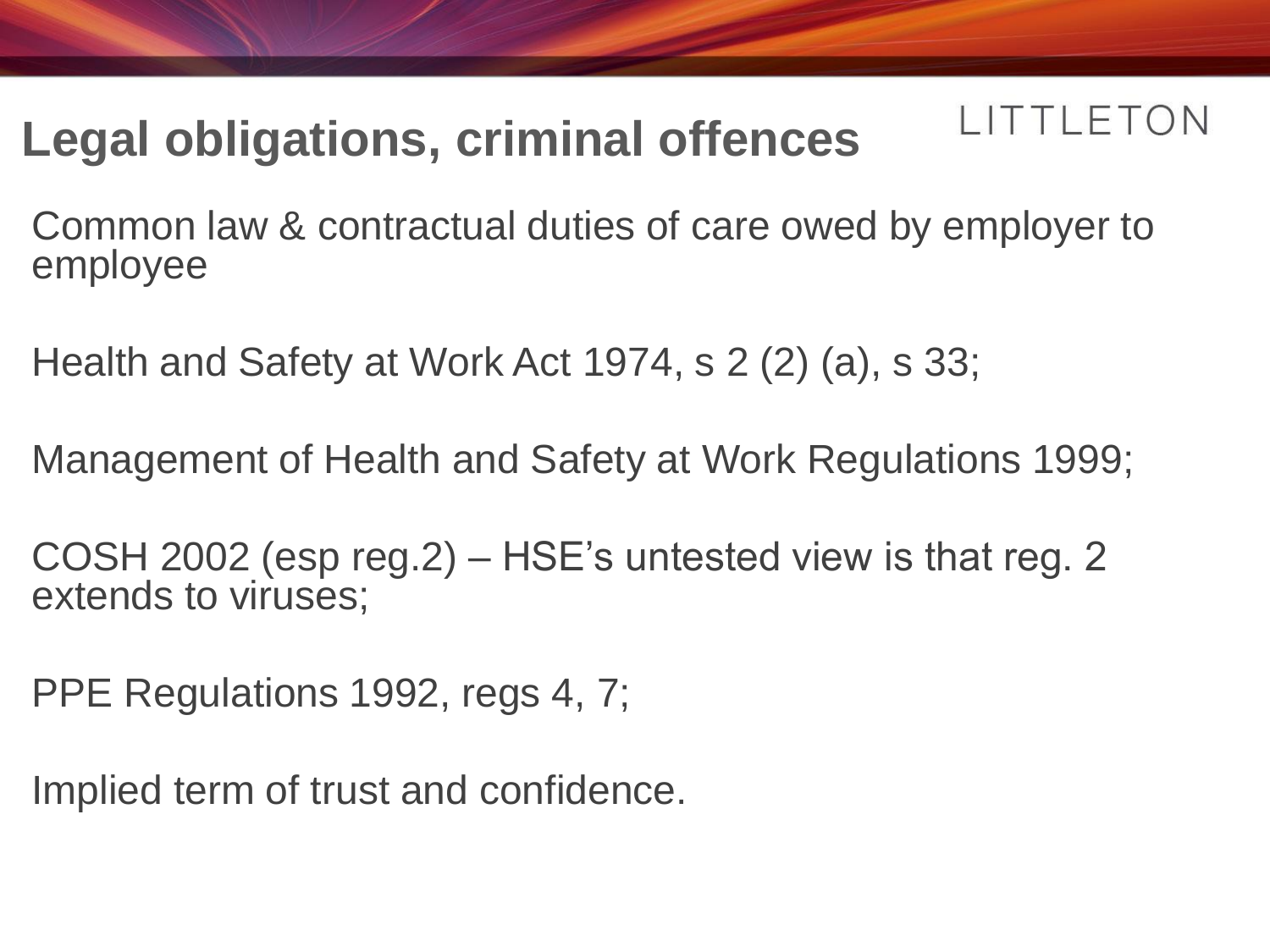# Legal obligations, criminal offences

LITTLETON

Common law & contractual duties of care owed by employer to employee

Health and Safety at Work Act 1974, s 2 (2) (a), s 33;

Management of Health and Safety at Work Regulations 1999;

COSH 2002 (esp reg.2) – HSE's untested view is that reg. 2 extends to viruses;

PPE Regulations 1992, regs 4, 7;

Implied term of trust and confidence.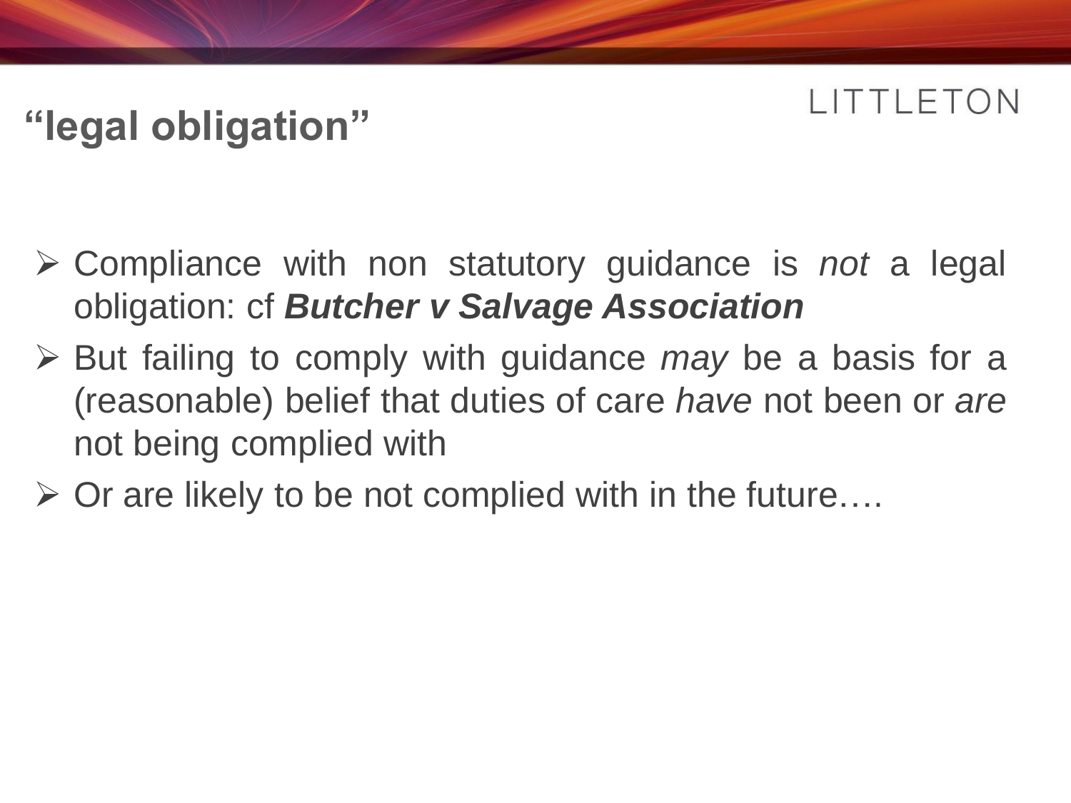# “legal obligation”

- Compliance with non statutory guidance is *not* a legal obligation: cf ***Butcher v Salvage Association***
- But failing to comply with guidance *may* be a basis for a (reasonable) belief that duties of care *have* not been or *are* not being complied with
- Or are likely to be not complied with in the future….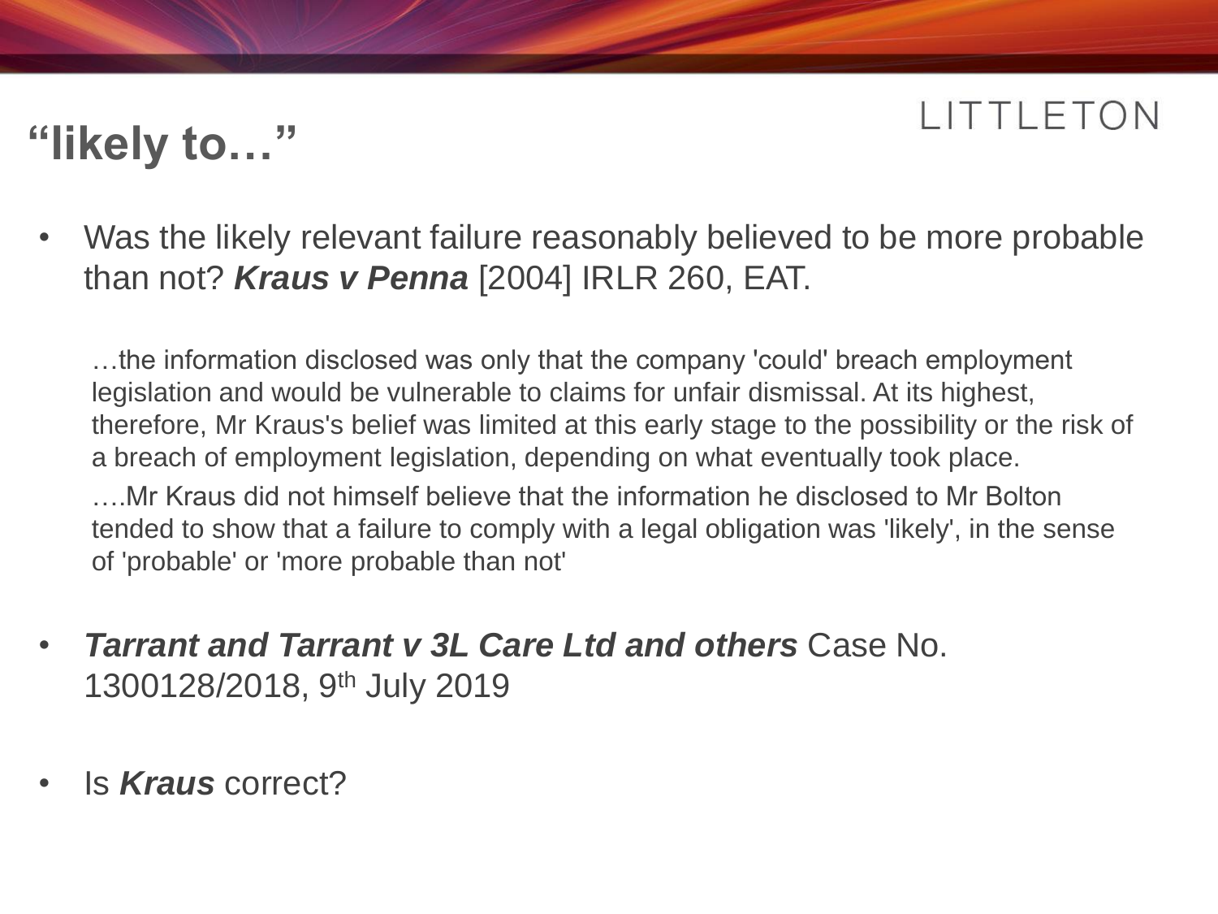# "likely to…"

- Was the likely relevant failure reasonably believed to be more probable than not? ***Kraus v Penna*** [2004] IRLR 260, EAT.

  …the information disclosed was only that the company 'could' breach employment legislation and would be vulnerable to claims for unfair dismissal. At its highest, therefore, Mr Kraus's belief was limited at this early stage to the possibility or the risk of a breach of employment legislation, depending on what eventually took place.

  ….Mr Kraus did not himself believe that the information he disclosed to Mr Bolton tended to show that a failure to comply with a legal obligation was 'likely', in the sense of 'probable' or 'more probable than not'

- ***Tarrant and Tarrant v 3L Care Ltd and others*** Case No. 1300128/2018, 9th July 2019

- Is ***Kraus*** correct?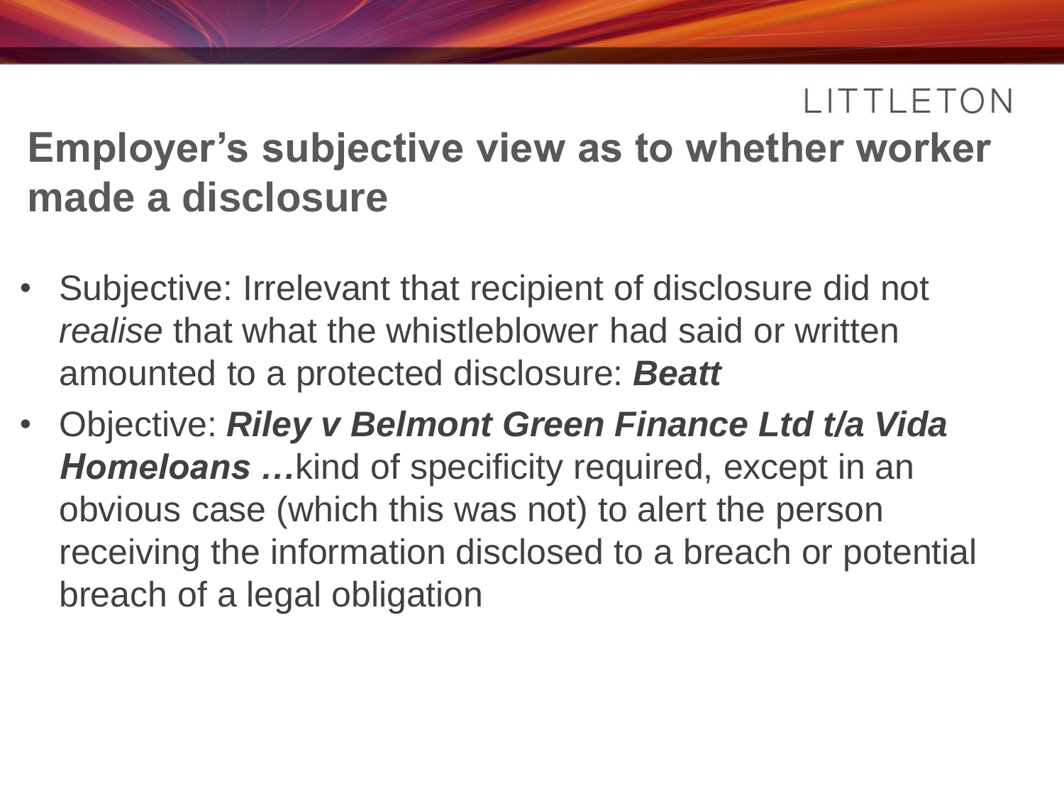# Employer's subjective view as to whether worker made a disclosure

- Subjective: Irrelevant that recipient of disclosure did not *realise* that what the whistleblower had said or written amounted to a protected disclosure: ***Beatt***
- Objective: ***Riley v Belmont Green Finance Ltd t/a Vida Homeloans …***kind of specificity required, except in an obvious case (which this was not) to alert the person receiving the information disclosed to a breach or potential breach of a legal obligation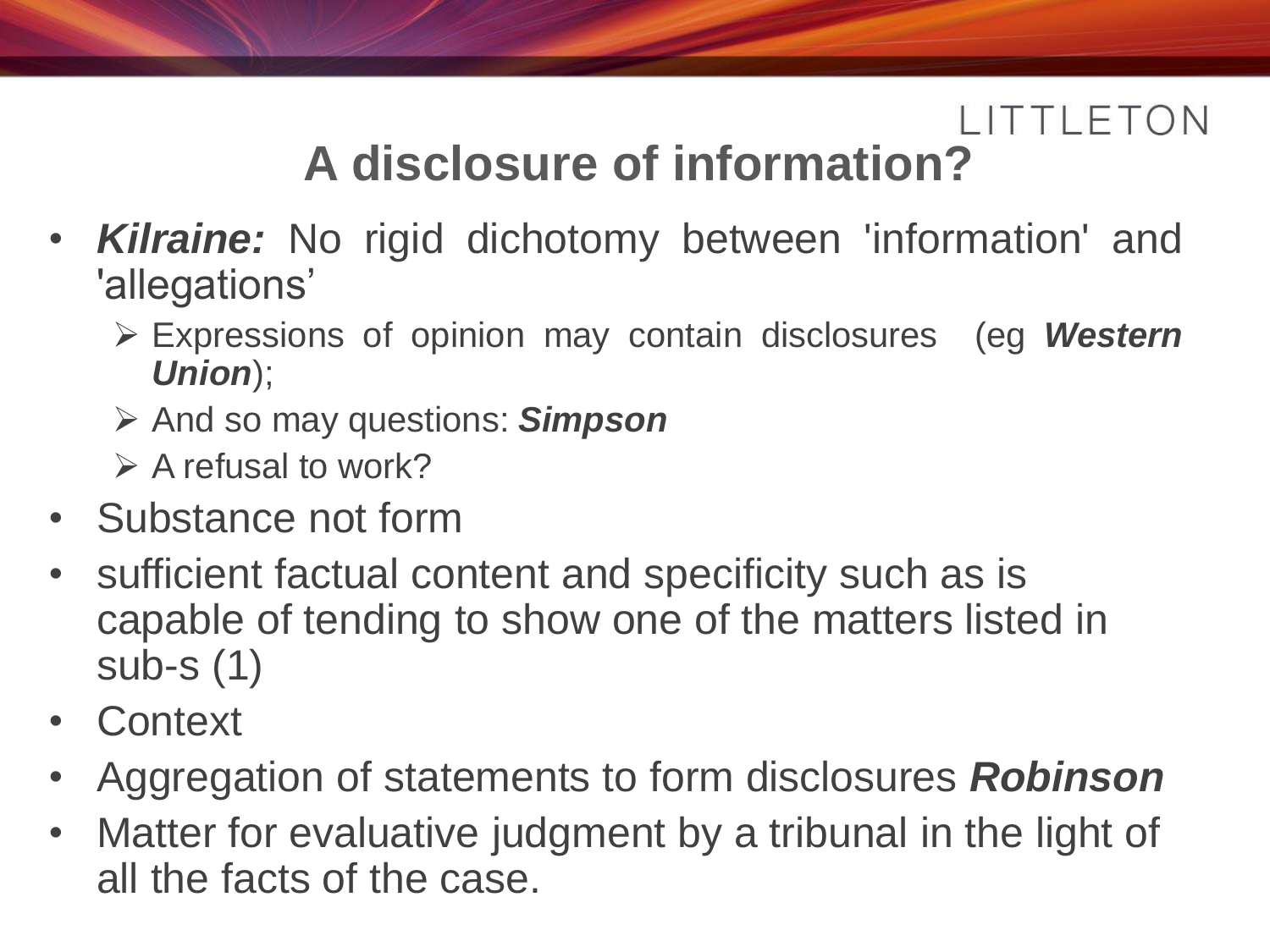# A disclosure of information?

- ***Kilraine:*** No rigid dichotomy between 'information' and 'allegations'
  - Expressions of opinion may contain disclosures (eg ***Western Union***);
  - And so may questions: ***Simpson***
  - A refusal to work?
- Substance not form
- sufficient factual content and specificity such as is capable of tending to show one of the matters listed in sub-s (1)
- Context
- Aggregation of statements to form disclosures ***Robinson***
- Matter for evaluative judgment by a tribunal in the light of all the facts of the case.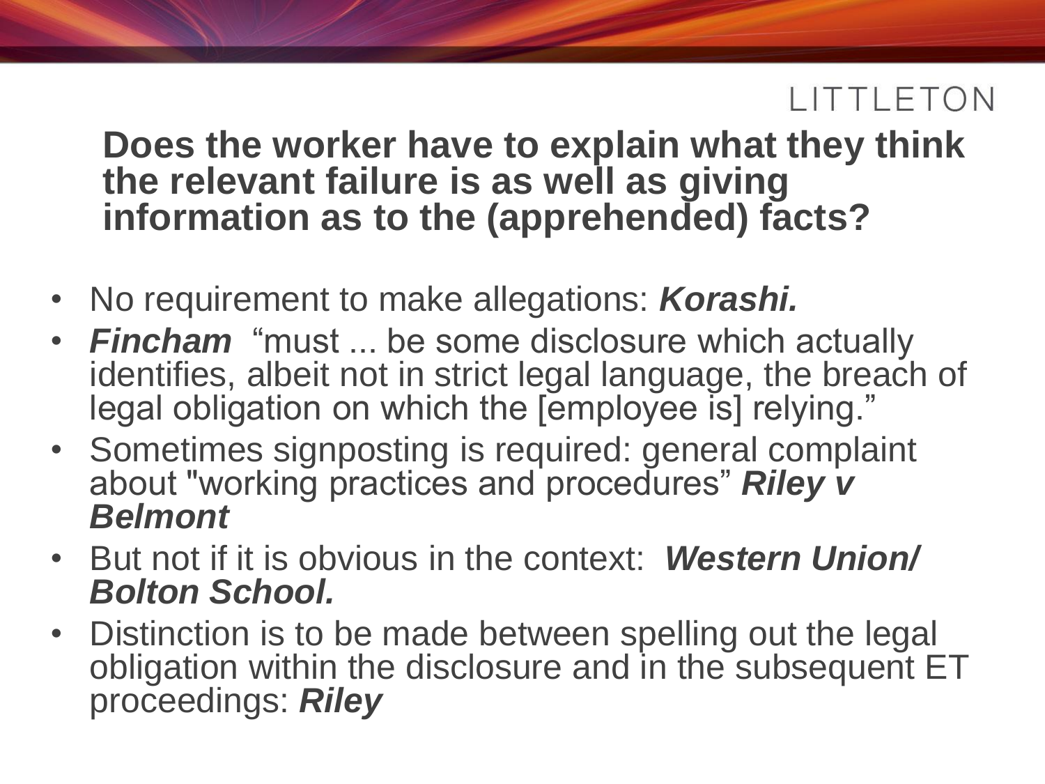## Does the worker have to explain what they think the relevant failure is as well as giving information as to the (apprehended) facts?

- No requirement to make allegations: ***Korashi.***
- ***Fincham*** "must ... be some disclosure which actually identifies, albeit not in strict legal language, the breach of legal obligation on which the [employee is] relying."
- Sometimes signposting is required: general complaint about "working practices and procedures" ***Riley v Belmont***
- But not if it is obvious in the context: ***Western Union/ Bolton School.***
- Distinction is to be made between spelling out the legal obligation within the disclosure and in the subsequent ET proceedings: ***Riley***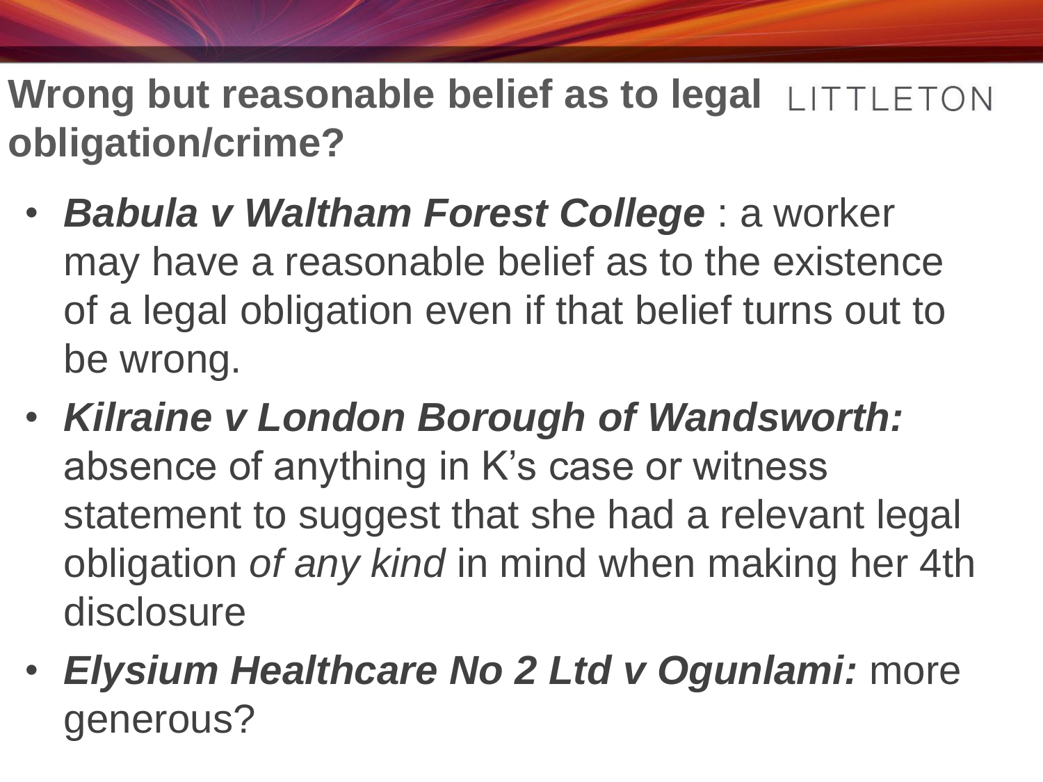# Wrong but reasonable belief as to legal obligation/crime?

- ***Babula v Waltham Forest College*** : a worker may have a reasonable belief as to the existence of a legal obligation even if that belief turns out to be wrong.
- ***Kilraine v London Borough of Wandsworth:*** absence of anything in K's case or witness statement to suggest that she had a relevant legal obligation *of any kind* in mind when making her 4th disclosure
- ***Elysium Healthcare No 2 Ltd v Ogunlami:*** more generous?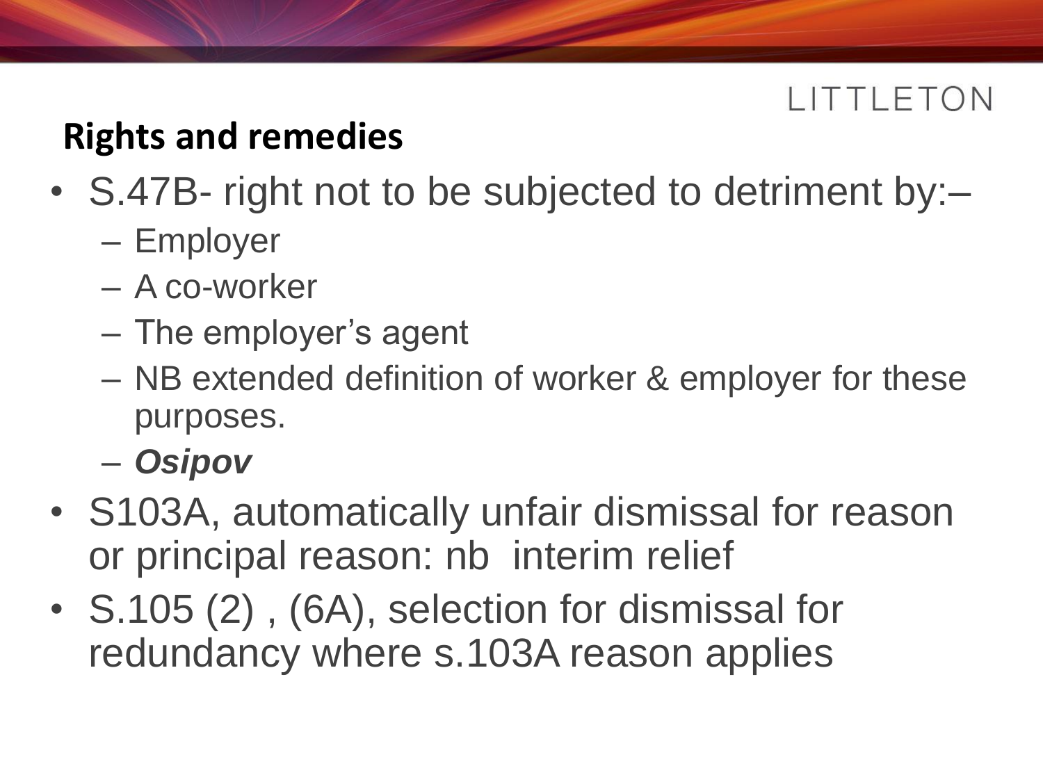## Rights and remedies

- S.47B- right not to be subjected to detriment by:–
  - Employer
  - A co-worker
  - The employer's agent
  - NB extended definition of worker & employer for these purposes.
  - ***Osipov***
- S103A, automatically unfair dismissal for reason or principal reason: nb interim relief
- S.105 (2) , (6A), selection for dismissal for redundancy where s.103A reason applies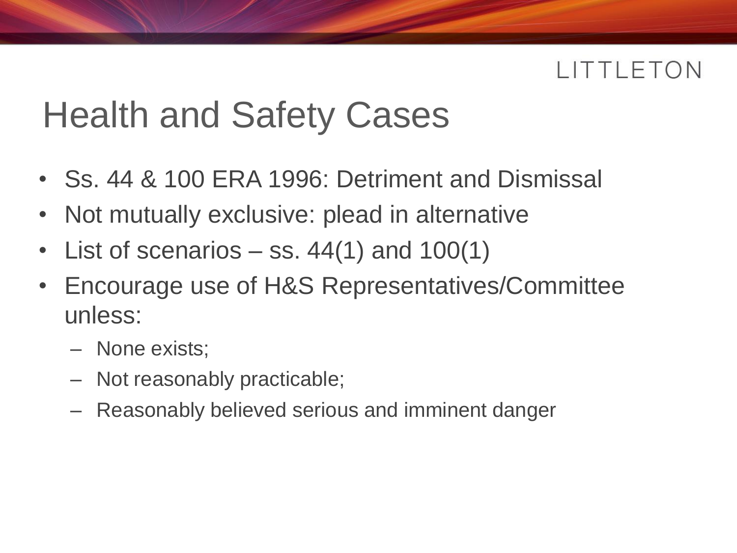# Health and Safety Cases

- Ss. 44 & 100 ERA 1996: Detriment and Dismissal
- Not mutually exclusive: plead in alternative
- List of scenarios – ss. 44(1) and 100(1)
- Encourage use of H&S Representatives/Committee unless:
  - None exists;
  - Not reasonably practicable;
  - Reasonably believed serious and imminent danger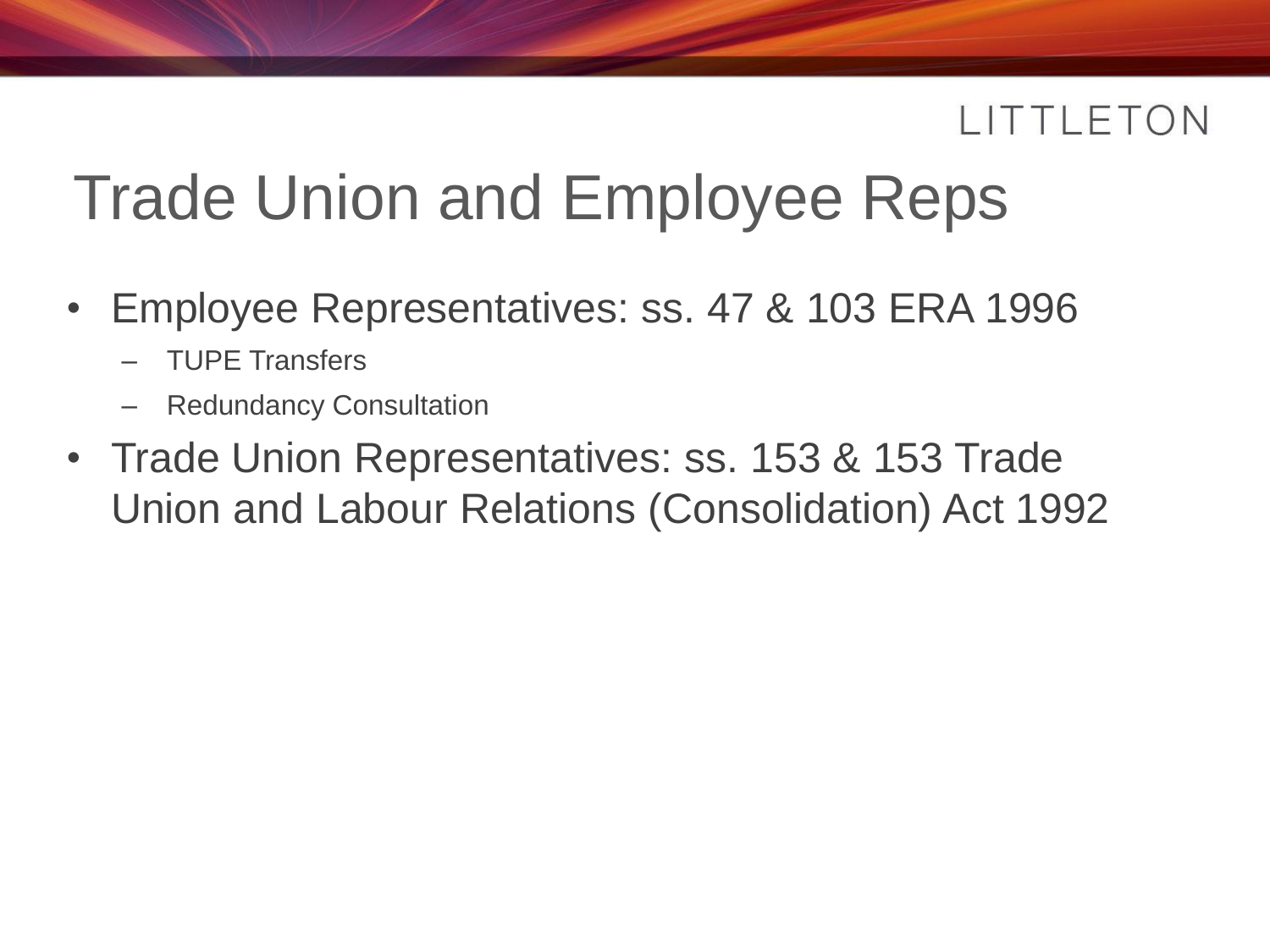# Trade Union and Employee Reps

- Employee Representatives: ss. 47 & 103 ERA 1996
  - TUPE Transfers
  - Redundancy Consultation
- Trade Union Representatives: ss. 153 & 153 Trade Union and Labour Relations (Consolidation) Act 1992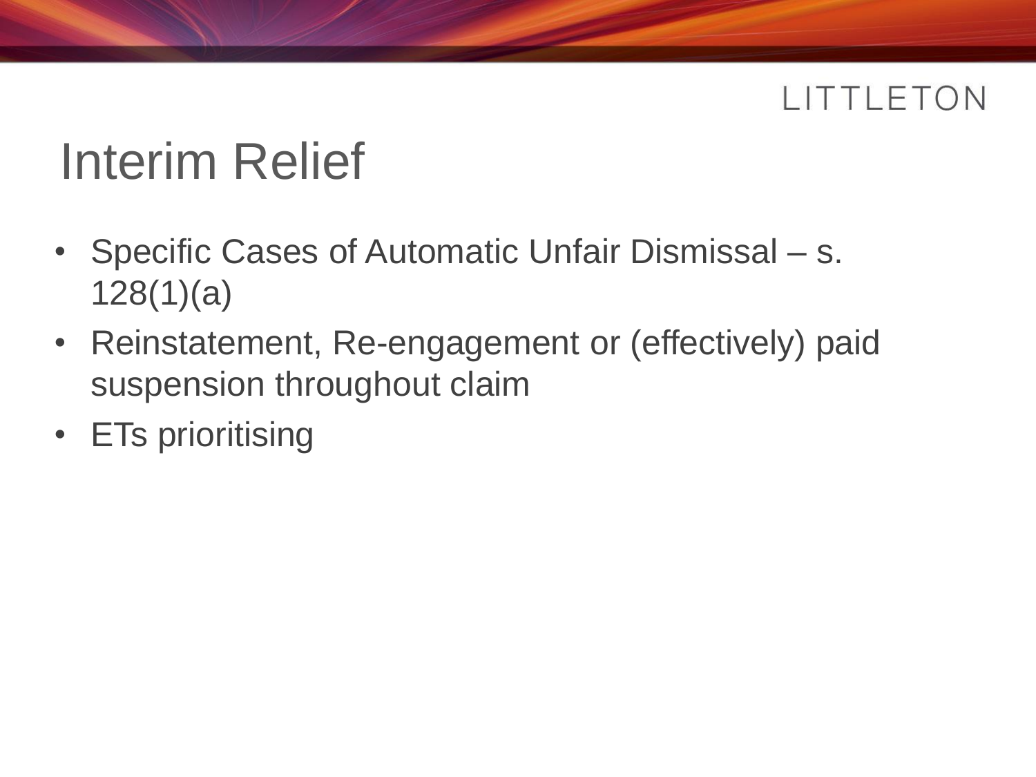# Interim Relief

- Specific Cases of Automatic Unfair Dismissal – s. 128(1)(a)
- Reinstatement, Re-engagement or (effectively) paid suspension throughout claim
- ETs prioritising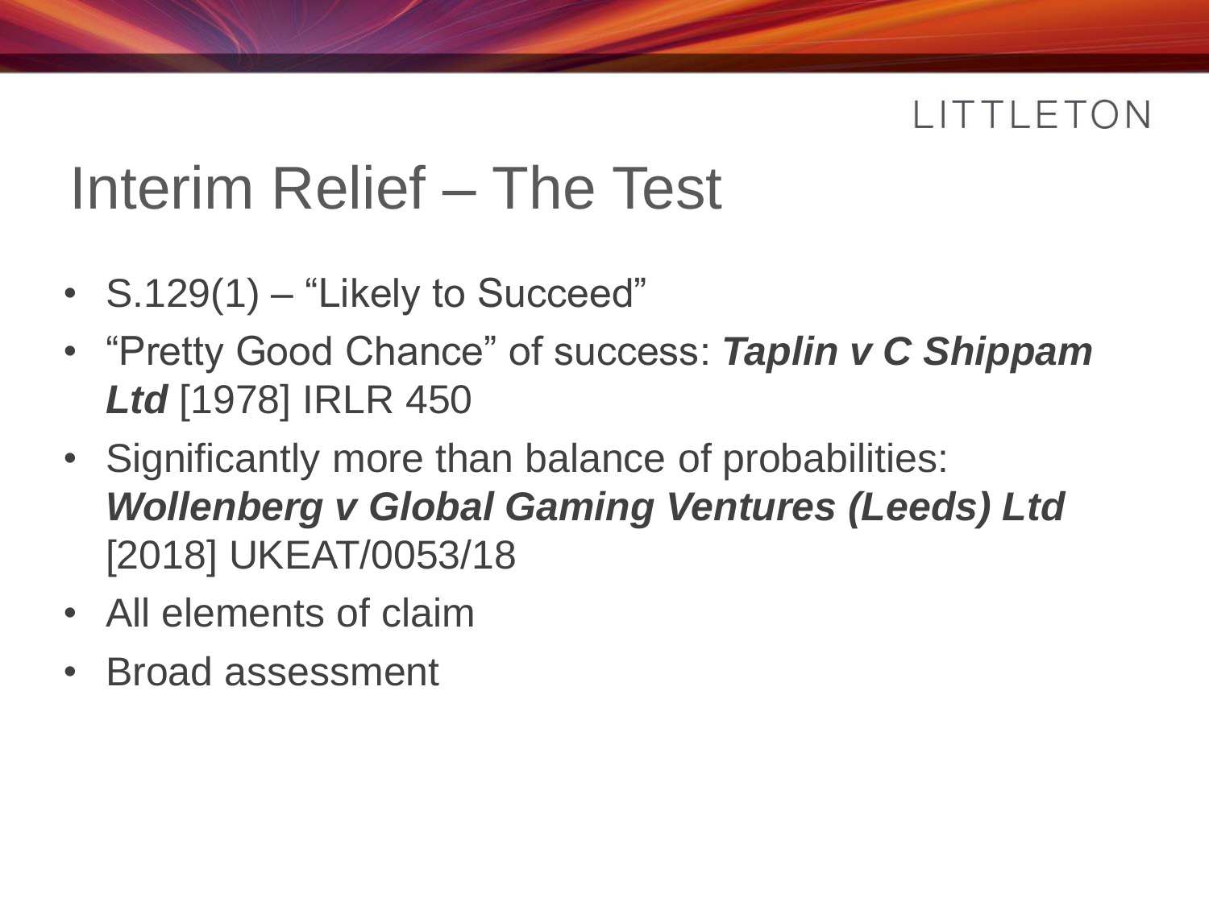# Interim Relief – The Test

- S.129(1) – "Likely to Succeed"
- "Pretty Good Chance" of success: ***Taplin v C Shippam Ltd*** [1978] IRLR 450
- Significantly more than balance of probabilities: ***Wollenberg v Global Gaming Ventures (Leeds) Ltd*** [2018] UKEAT/0053/18
- All elements of claim
- Broad assessment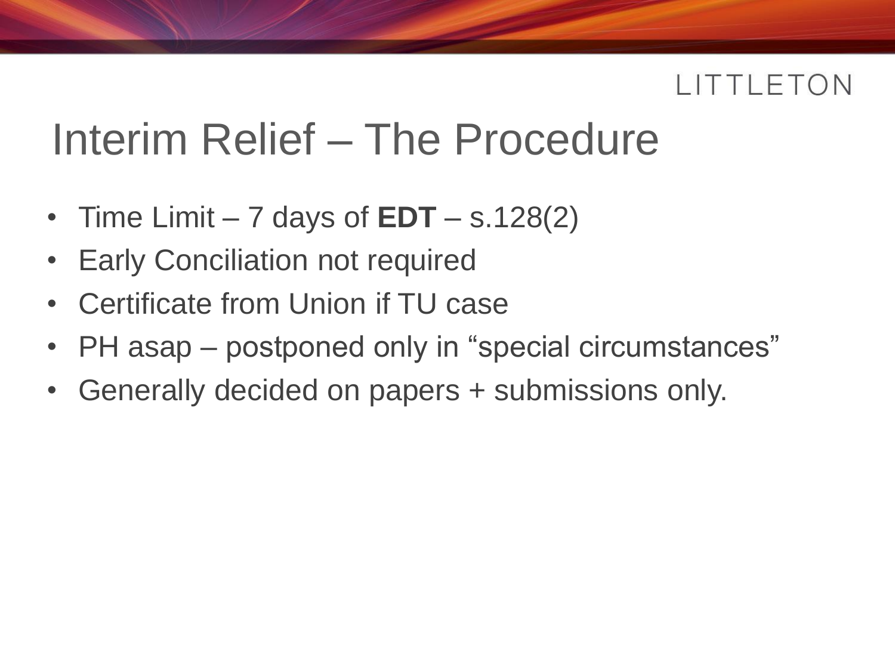# Interim Relief – The Procedure

- Time Limit – 7 days of **EDT** – s.128(2)
- Early Conciliation not required
- Certificate from Union if TU case
- PH asap – postponed only in "special circumstances"
- Generally decided on papers + submissions only.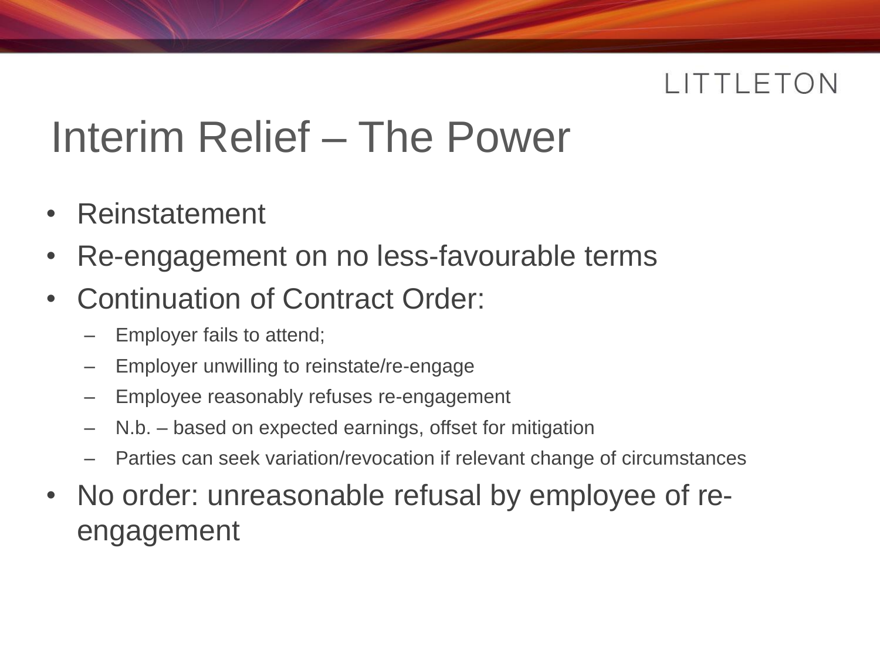# Interim Relief – The Power

- Reinstatement
- Re-engagement on no less-favourable terms
- Continuation of Contract Order:
  - Employer fails to attend;
  - Employer unwilling to reinstate/re-engage
  - Employee reasonably refuses re-engagement
  - N.b. – based on expected earnings, offset for mitigation
  - Parties can seek variation/revocation if relevant change of circumstances
- No order: unreasonable refusal by employee of re-engagement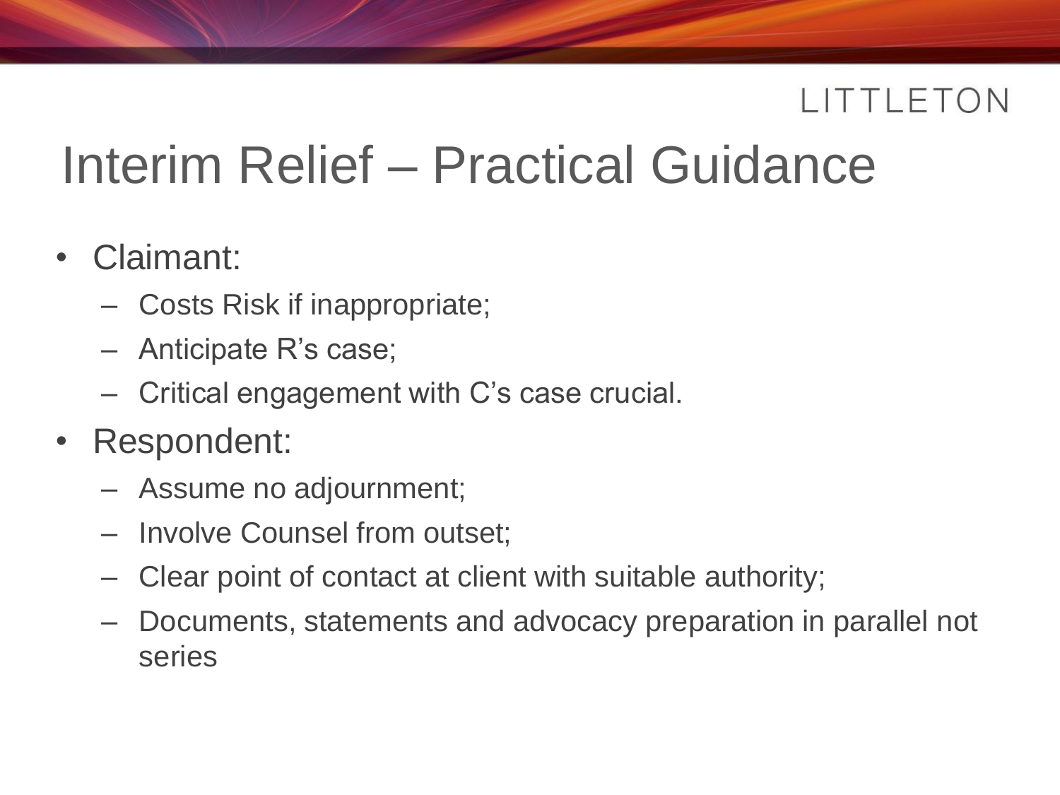# Interim Relief – Practical Guidance

- Claimant:
  - Costs Risk if inappropriate;
  - Anticipate R's case;
  - Critical engagement with C's case crucial.
- Respondent:
  - Assume no adjournment;
  - Involve Counsel from outset;
  - Clear point of contact at client with suitable authority;
  - Documents, statements and advocacy preparation in parallel not series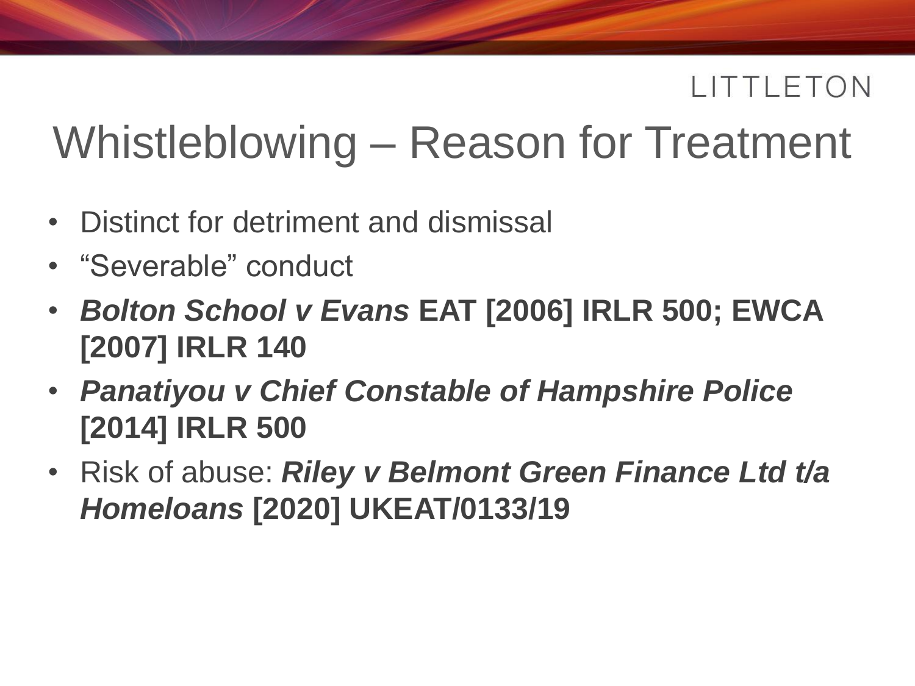# Whistleblowing – Reason for Treatment

- Distinct for detriment and dismissal
- "Severable" conduct
- ***Bolton School v Evans*** **EAT [2006] IRLR 500; EWCA [2007] IRLR 140**
- ***Panatiyou v Chief Constable of Hampshire Police*** **[2014] IRLR 500**
- Risk of abuse: ***Riley v Belmont Green Finance Ltd t/a Homeloans*** **[2020] UKEAT/0133/19**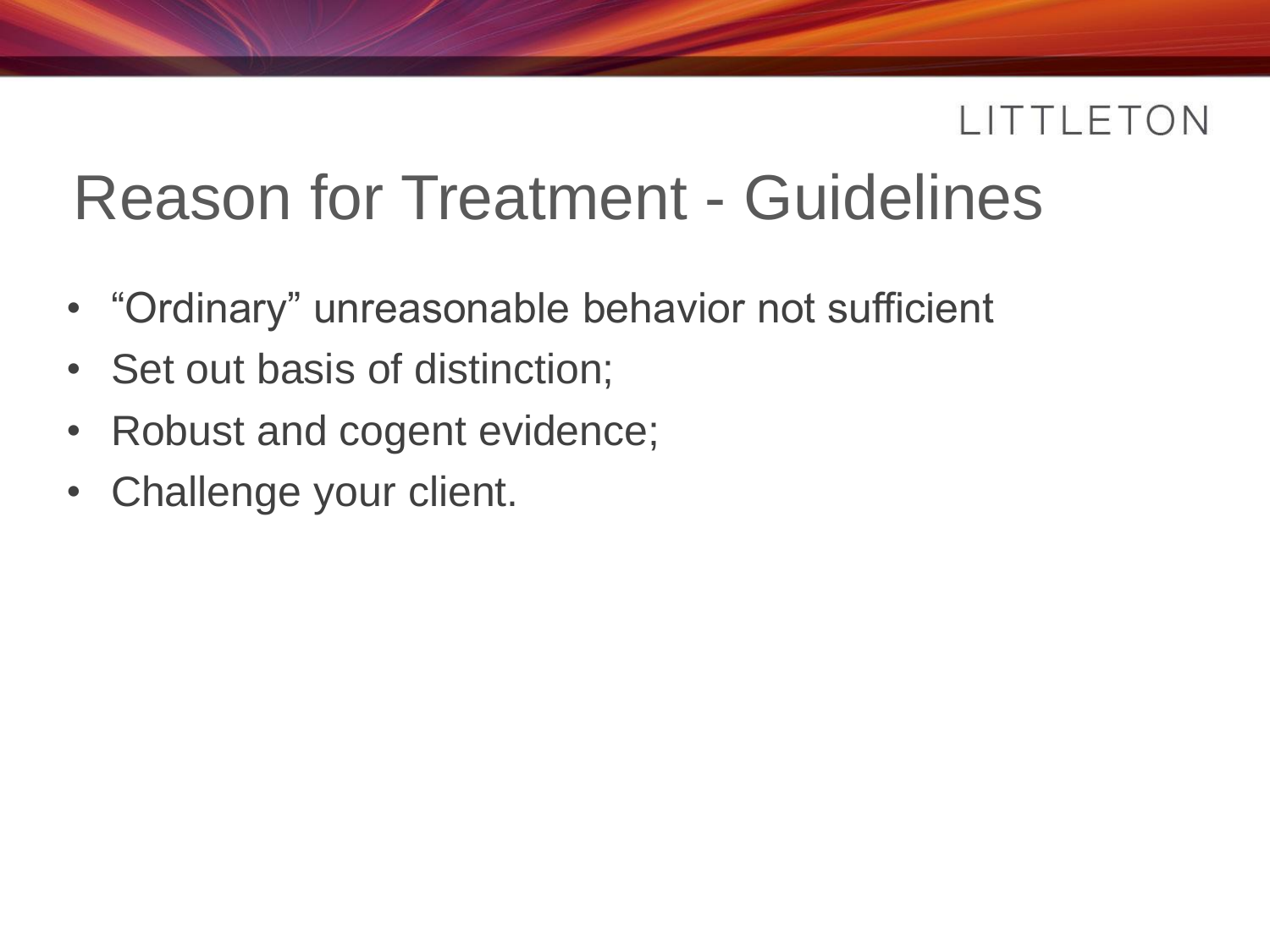# Reason for Treatment - Guidelines

- “Ordinary” unreasonable behavior not sufficient
- Set out basis of distinction;
- Robust and cogent evidence;
- Challenge your client.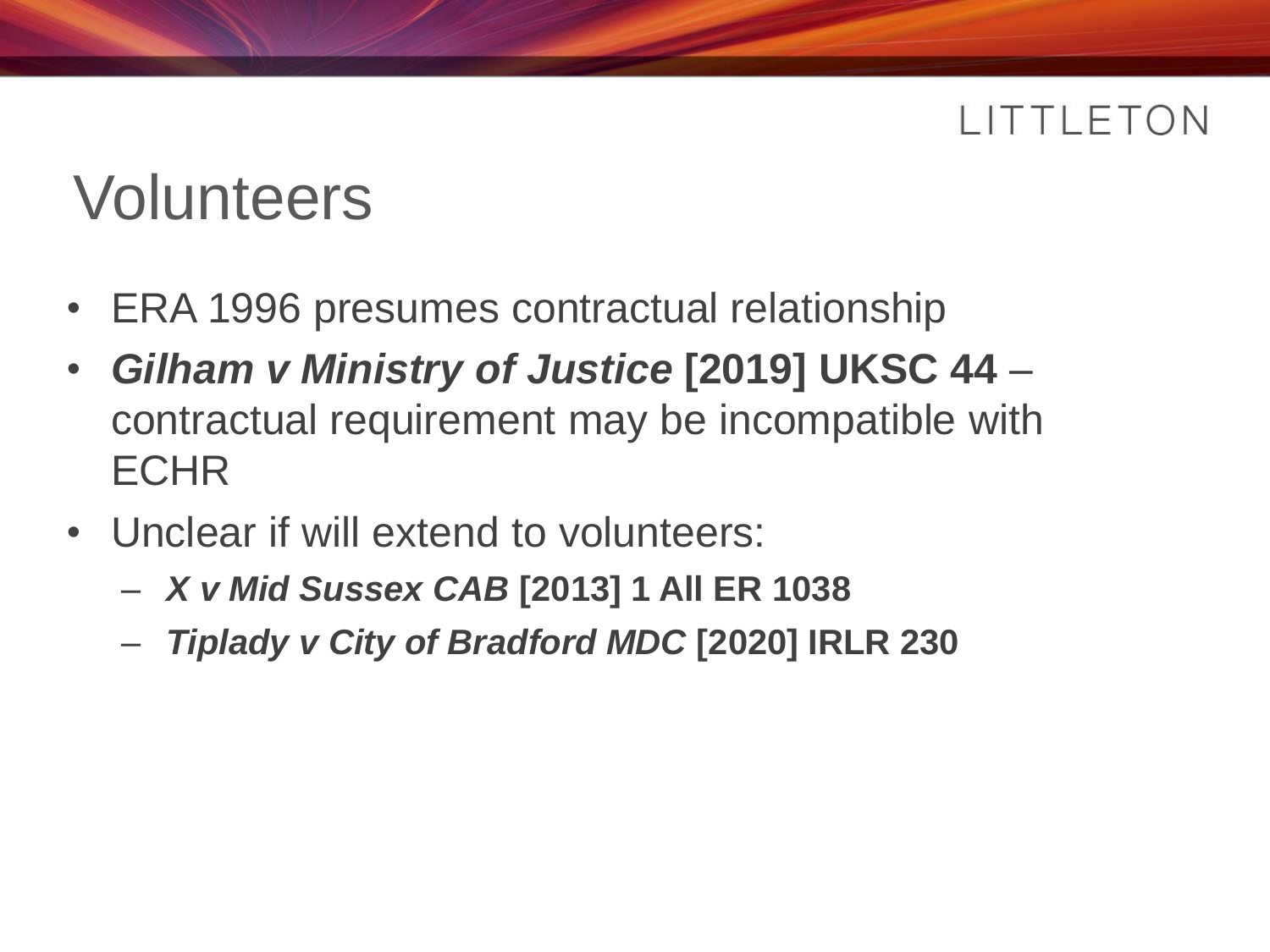# Volunteers

- ERA 1996 presumes contractual relationship
- ***Gilham v Ministry of Justice* [2019] UKSC 44** – contractual requirement may be incompatible with ECHR
- Unclear if will extend to volunteers:
  - ***X v Mid Sussex CAB* [2013] 1 All ER 1038**
  - ***Tiplady v City of Bradford MDC* [2020] IRLR 230**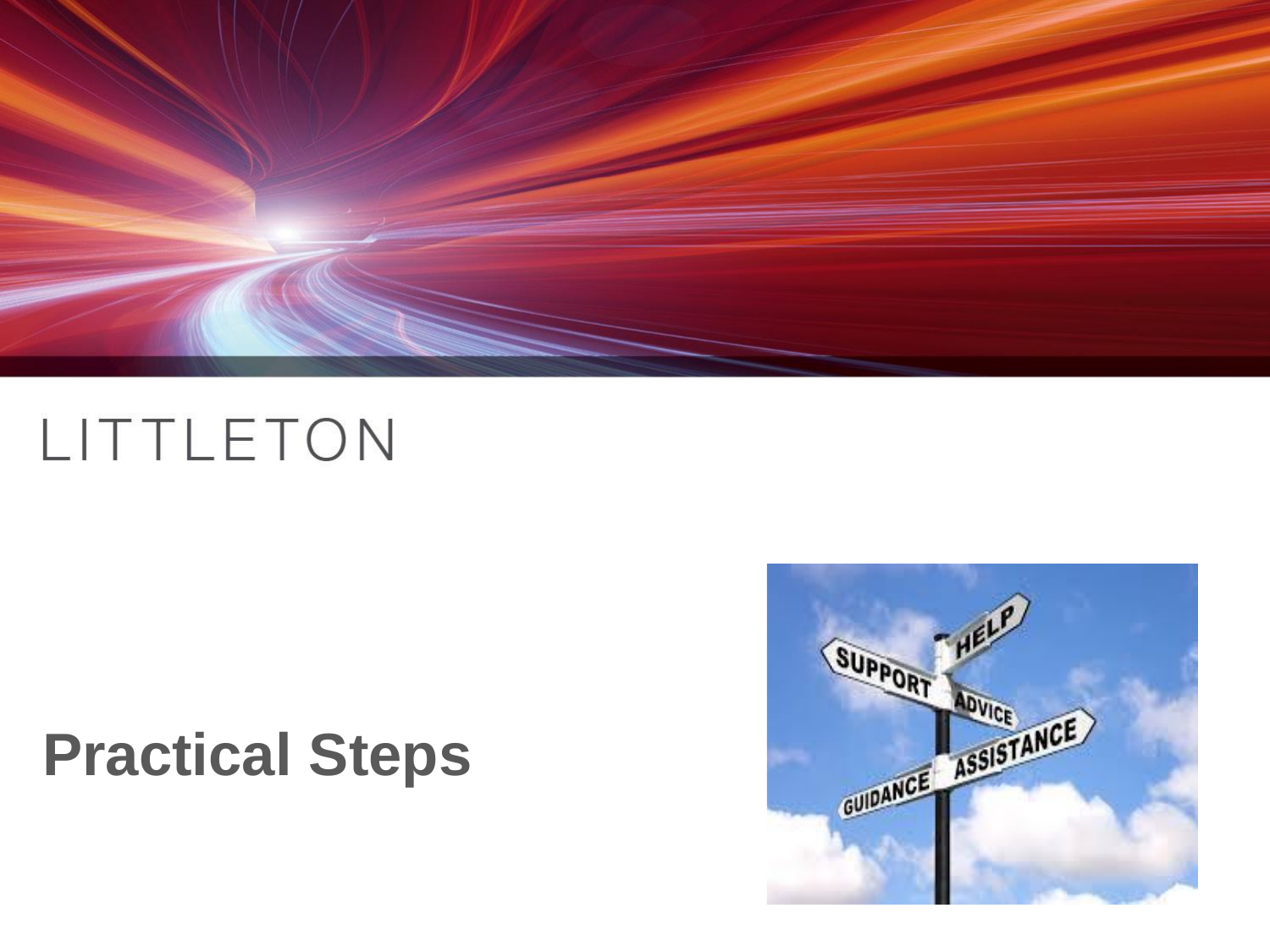LITTLETON

# Practical Steps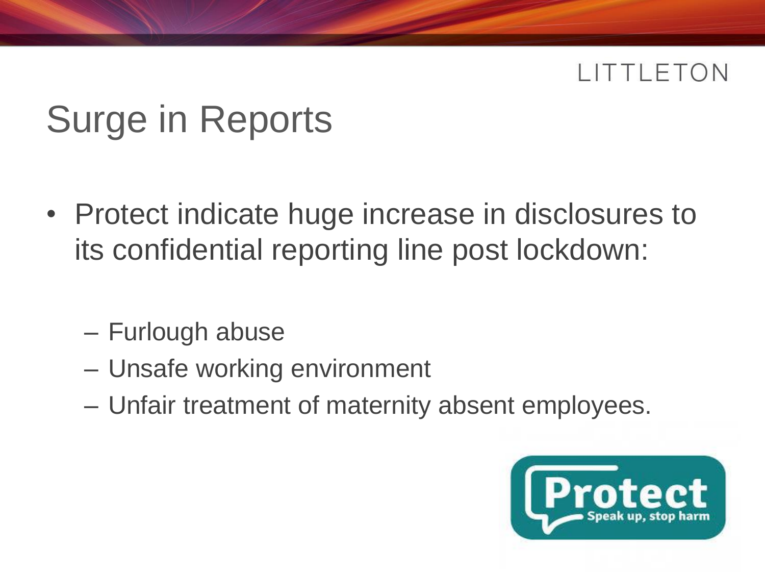# Surge in Reports

- Protect indicate huge increase in disclosures to its confidential reporting line post lockdown:
  - Furlough abuse
  - Unsafe working environment
  - Unfair treatment of maternity absent employees.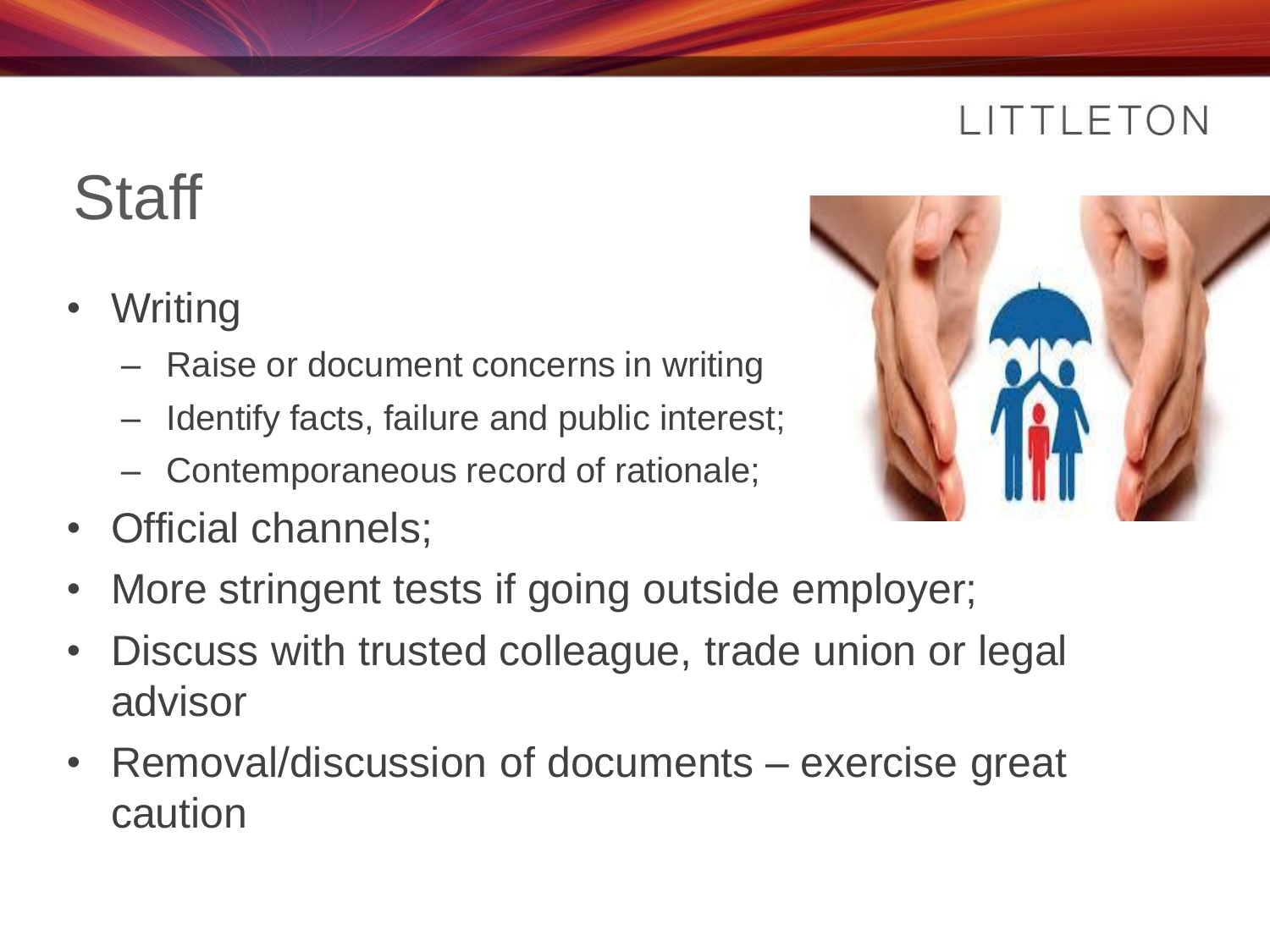# Staff

- Writing
  - Raise or document concerns in writing
  - Identify facts, failure and public interest;
  - Contemporaneous record of rationale;
- Official channels;
- More stringent tests if going outside employer;
- Discuss with trusted colleague, trade union or legal advisor
- Removal/discussion of documents – exercise great caution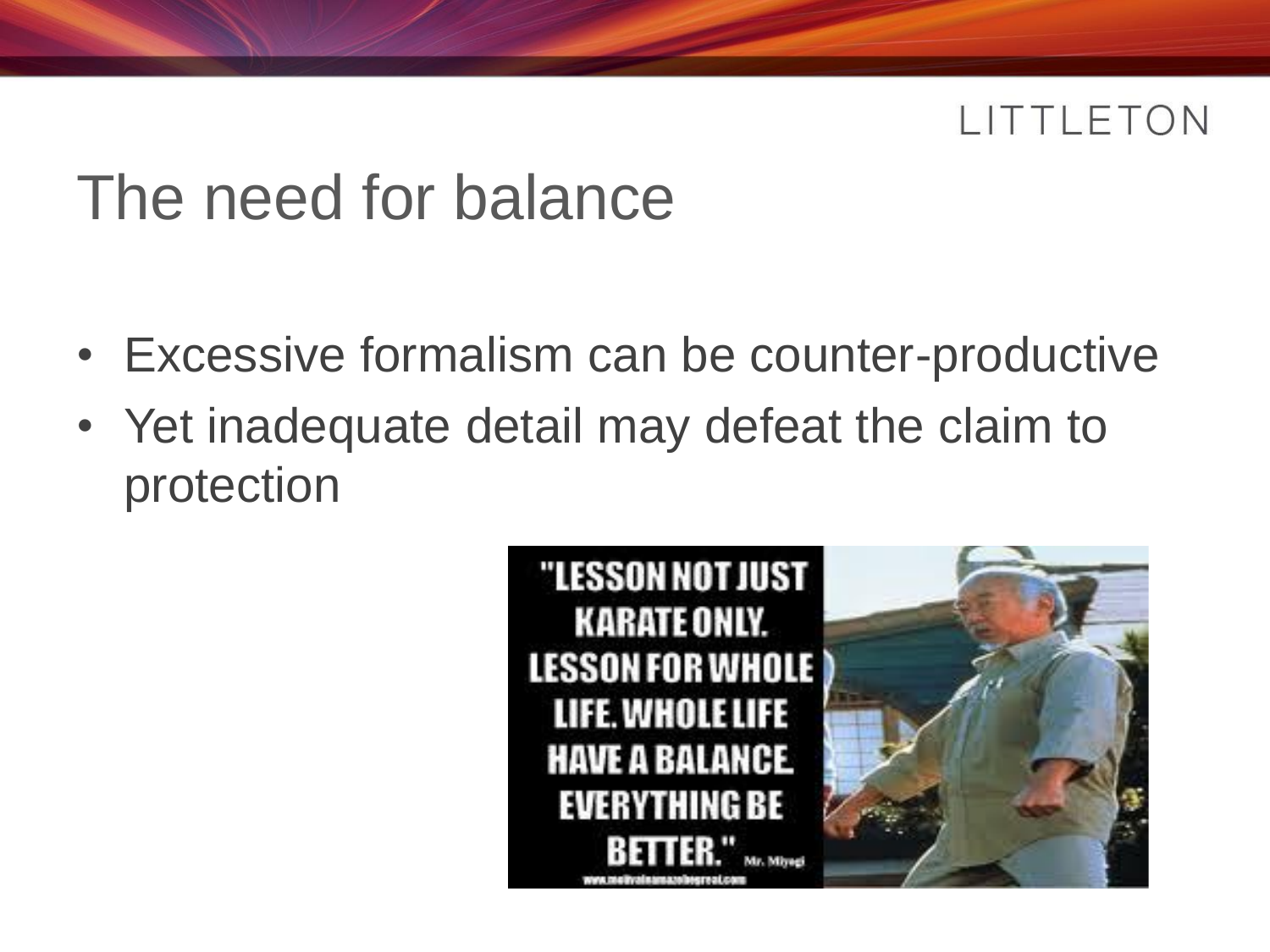# The need for balance

- Excessive formalism can be counter-productive
- Yet inadequate detail may defeat the claim to protection

"LESSON NOT JUST KARATE ONLY. LESSON FOR WHOLE LIFE. WHOLE LIFE HAVE A BALANCE. EVERYTHING BE BETTER." Mr. Miyagi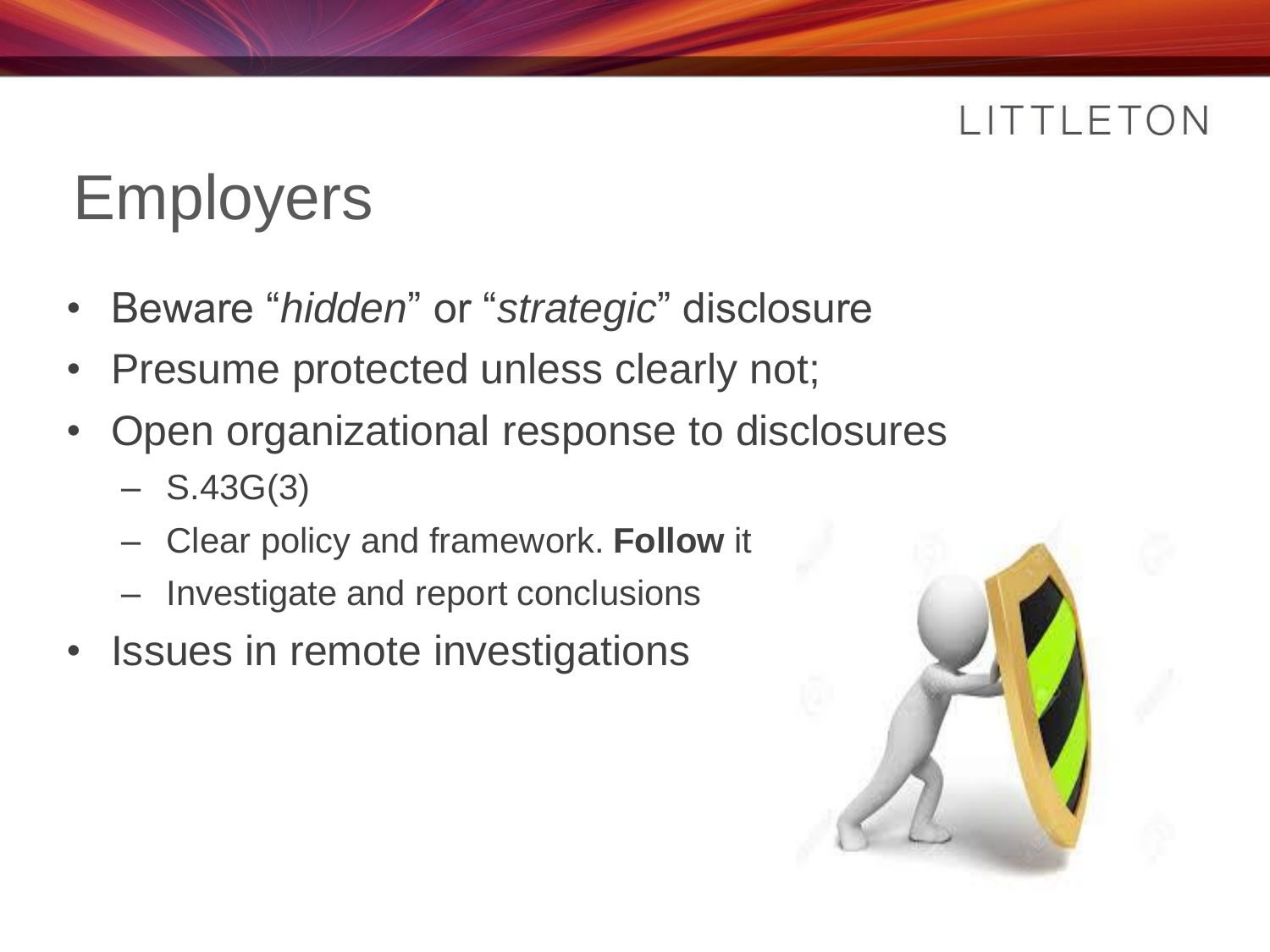# Employers

- Beware "*hidden*" or "*strategic*" disclosure
- Presume protected unless clearly not;
- Open organizational response to disclosures
  - S.43G(3)
  - Clear policy and framework. **Follow** it
  - Investigate and report conclusions
- Issues in remote investigations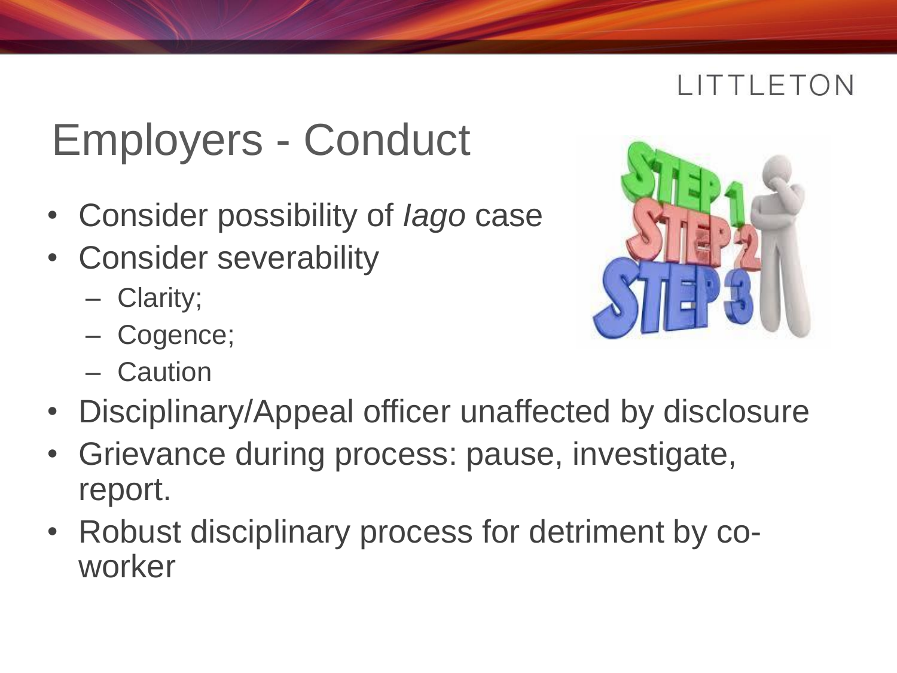# Employers - Conduct

- Consider possibility of *Iago* case
- Consider severability
  - Clarity;
  - Cogence;
  - Caution
- Disciplinary/Appeal officer unaffected by disclosure
- Grievance during process: pause, investigate, report.
- Robust disciplinary process for detriment by co-worker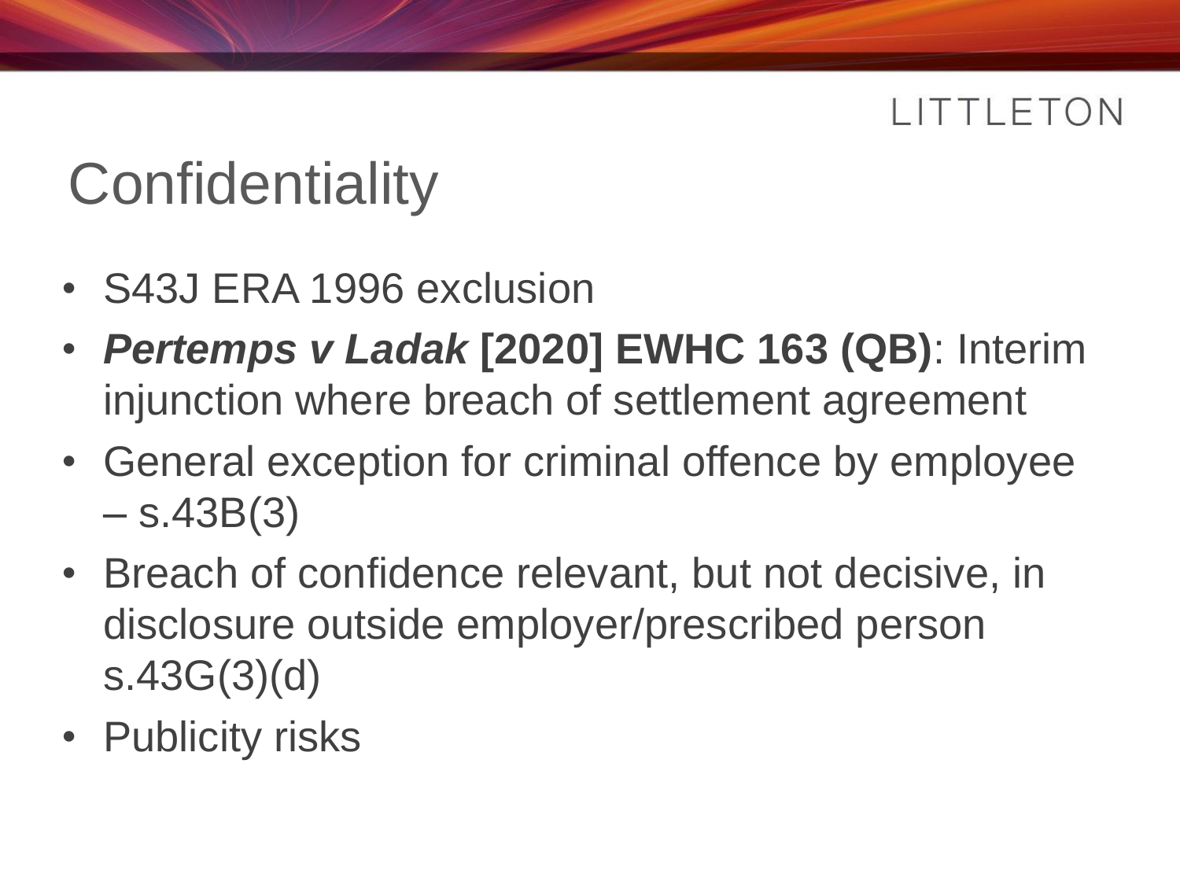# Confidentiality

- S43J ERA 1996 exclusion
- ***Pertemps v Ladak*** **[2020] EWHC 163 (QB)**: Interim injunction where breach of settlement agreement
- General exception for criminal offence by employee – s.43B(3)
- Breach of confidence relevant, but not decisive, in disclosure outside employer/prescribed person s.43G(3)(d)
- Publicity risks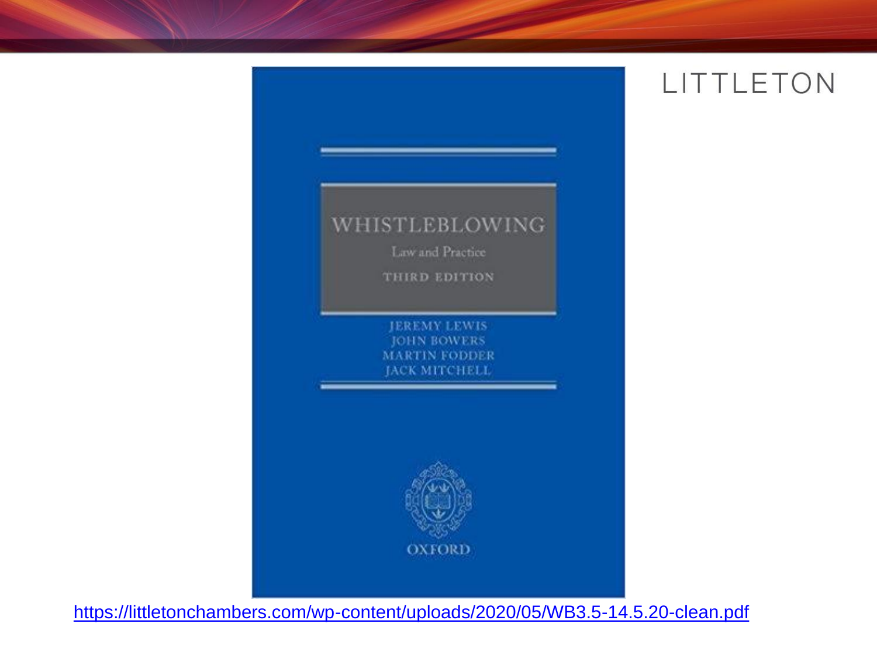LITTLETON

WHISTLEBLOWING

Law and Practice

THIRD EDITION

JEREMY LEWIS
JOHN BOWERS
MARTIN FODDER
JACK MITCHELL

OXFORD

https://littletonchambers.com/wp-content/uploads/2020/05/WB3.5-14.5.20-clean.pdf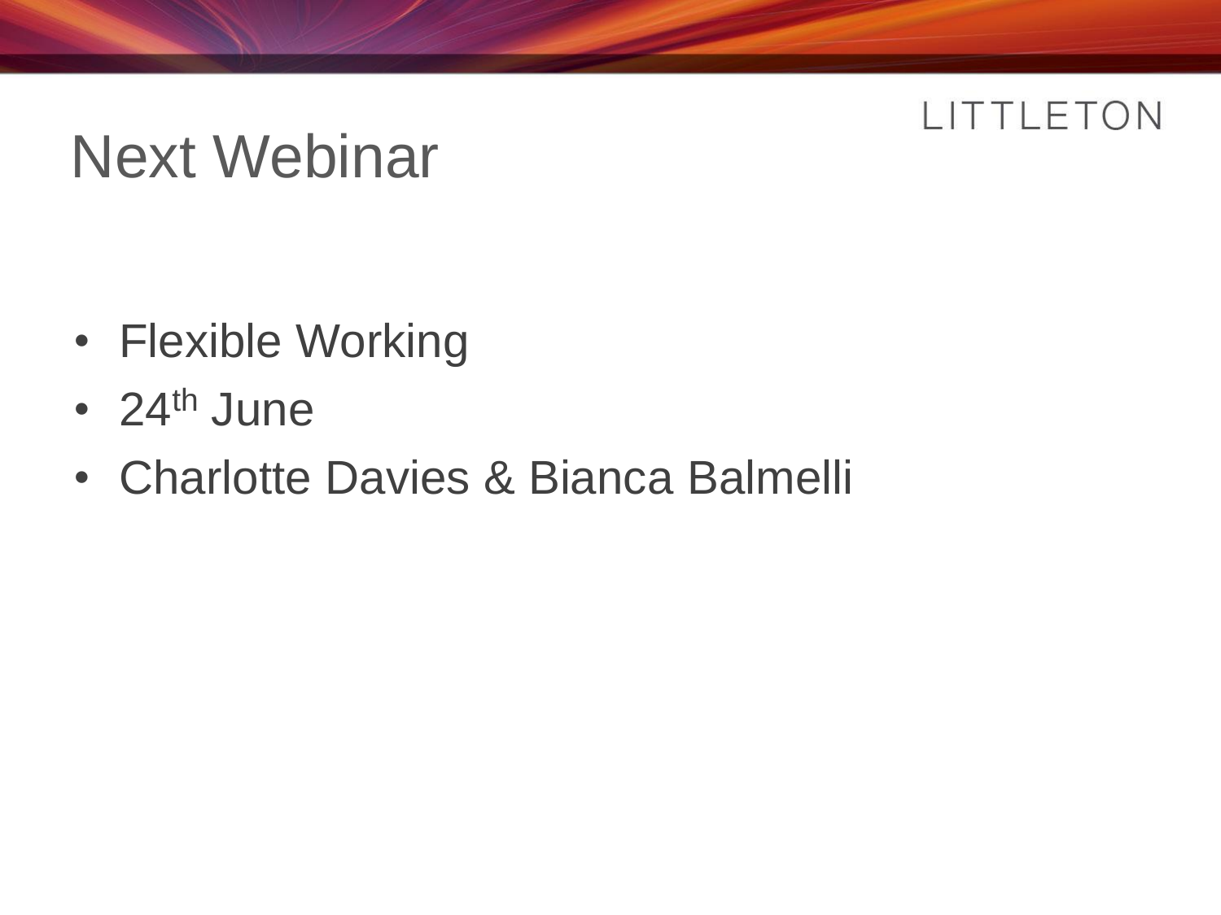LITTLETON

# Next Webinar

- Flexible Working
- 24th June
- Charlotte Davies & Bianca Balmelli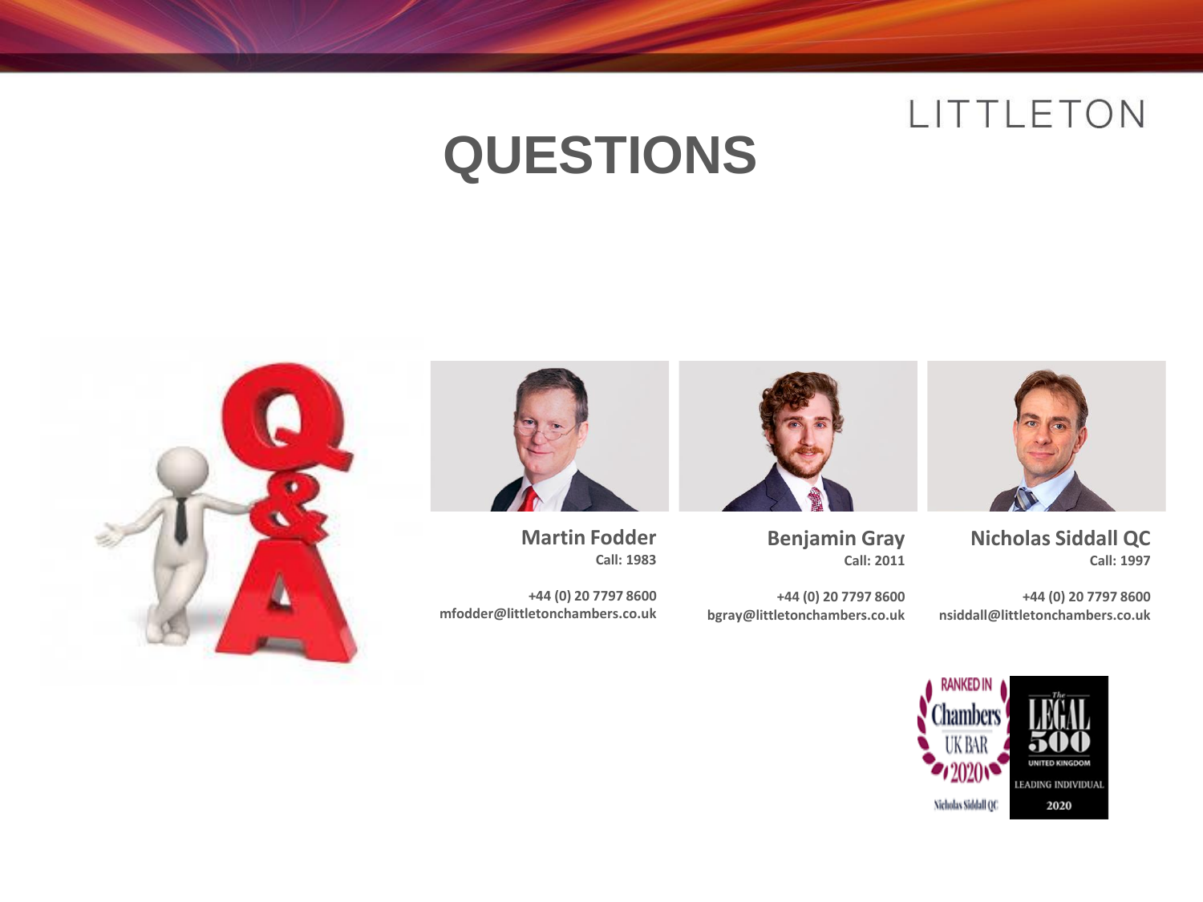LITTLETON

# QUESTIONS

**Martin Fodder**
**Call: 1983**

**+44 (0) 20 7797 8600**
**mfodder@littletonchambers.co.uk**

**Benjamin Gray**
**Call: 2011**

**+44 (0) 20 7797 8600**
**bgray@littletonchambers.co.uk**

**Nicholas Siddall QC**
**Call: 1997**

**+44 (0) 20 7797 8600**
**nsiddall@littletonchambers.co.uk**

RANKED IN Chambers UK BAR 2020 Nicholas Siddall QC

The LEGAL 500 UNITED KINGDOM LEADING INDIVIDUAL 2020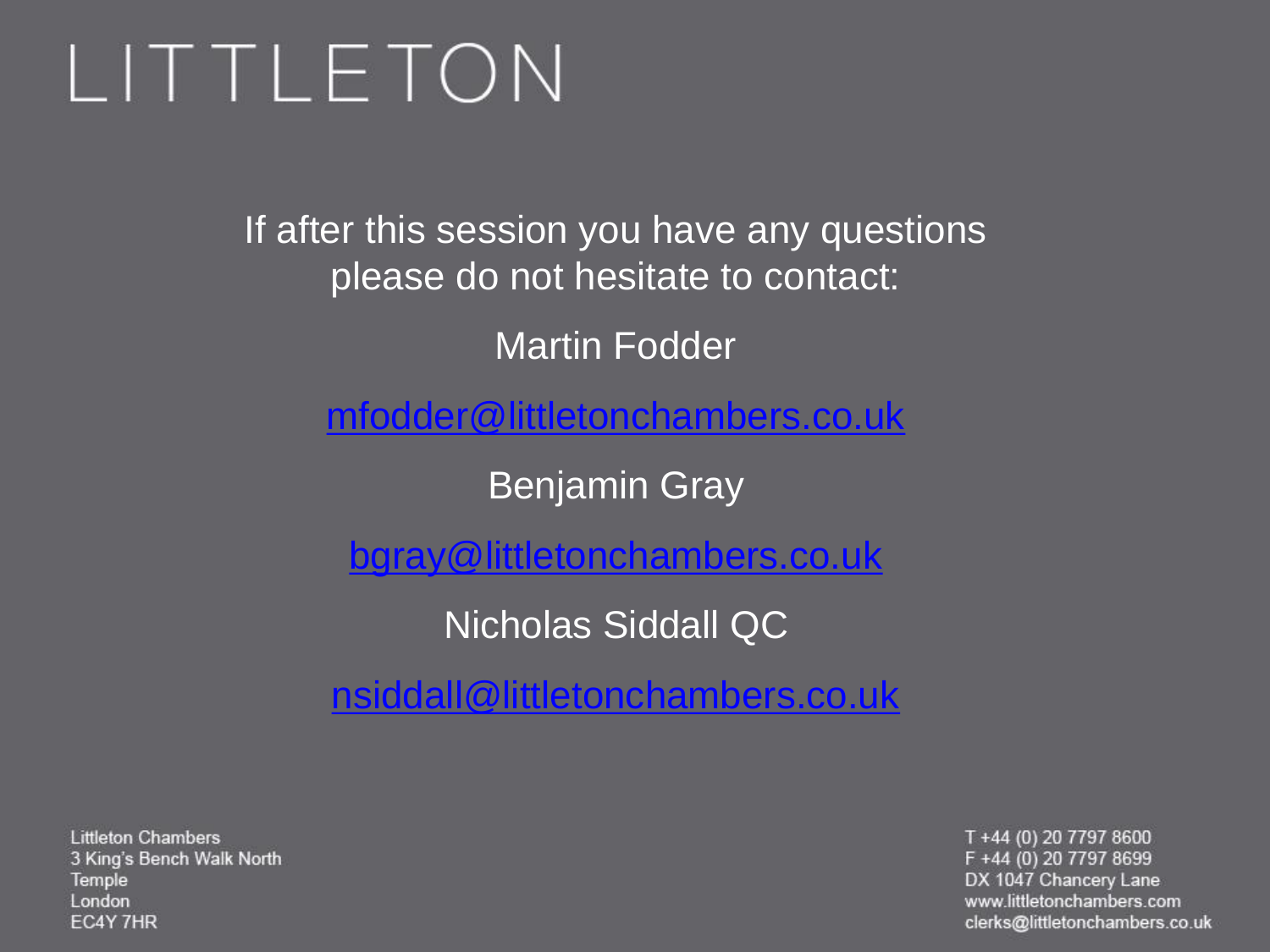# LITTLETON

If after this session you have any questions please do not hesitate to contact:

Martin Fodder

mfodder@littletonchambers.co.uk

Benjamin Gray

bgray@littletonchambers.co.uk

Nicholas Siddall QC

nsiddall@littletonchambers.co.uk

Littleton Chambers
3 King's Bench Walk North
Temple
London
EC4Y 7HR

T +44 (0) 20 7797 8600
F +44 (0) 20 7797 8699
DX 1047 Chancery Lane
www.littletonchambers.com
clerks@littletonchambers.co.uk